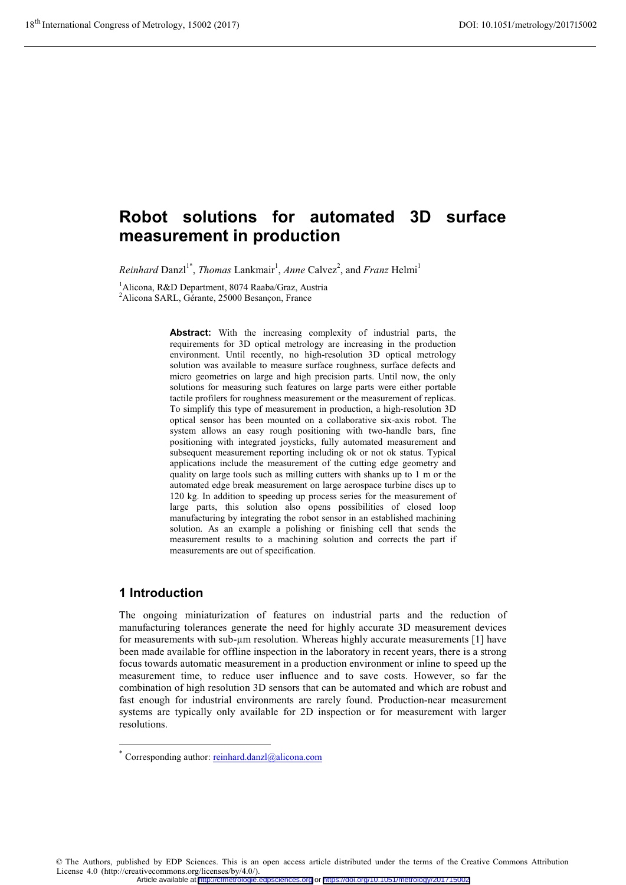# Robot solutions for automated 3D surface measurement in production

*Reinhard* Danzl[1*], *Thomas* Lankmair[1], *Anne* Calvez[2], and *Franz* Helmi[1]

[1]Alicona, R&D Department, 8074 Raaba/Graz, Austria
[2]Alicona SARL, Gérante, 25000 Besançon, France

**Abstract:** With the increasing complexity of industrial parts, the requirements for 3D optical metrology are increasing in the production environment. Until recently, no high-resolution 3D optical metrology solution was available to measure surface roughness, surface defects and micro geometries on large and high precision parts. Until now, the only solutions for measuring such features on large parts were either portable tactile profilers for roughness measurement or the measurement of replicas. To simplify this type of measurement in production, a high-resolution 3D optical sensor has been mounted on a collaborative six-axis robot. The system allows an easy rough positioning with two-handle bars, fine positioning with integrated joysticks, fully automated measurement and subsequent measurement reporting including ok or not ok status. Typical applications include the measurement of the cutting edge geometry and quality on large tools such as milling cutters with shanks up to 1 m or the automated edge break measurement on large aerospace turbine discs up to 120 kg. In addition to speeding up process series for the measurement of large parts, this solution also opens possibilities of closed loop manufacturing by integrating the robot sensor in an established machining solution. As an example a polishing or finishing cell that sends the measurement results to a machining solution and corrects the part if measurements are out of specification.

## 1 Introduction

The ongoing miniaturization of features on industrial parts and the reduction of manufacturing tolerances generate the need for highly accurate 3D measurement devices for measurements with sub-µm resolution. Whereas highly accurate measurements [1] have been made available for offline inspection in the laboratory in recent years, there is a strong focus towards automatic measurement in a production environment or inline to speed up the measurement time, to reduce user influence and to save costs. However, so far the combination of high resolution 3D sensors that can be automated and which are robust and fast enough for industrial environments are rarely found. Production-near measurement systems are typically only available for 2D inspection or for measurement with larger resolutions.

* Corresponding author: reinhard.danzl@alicona.com

© The Authors, published by EDP Sciences. This is an open access article distributed under the terms of the Creative Commons Attribution License 4.0 (http://creativecommons.org/licenses/by/4.0/).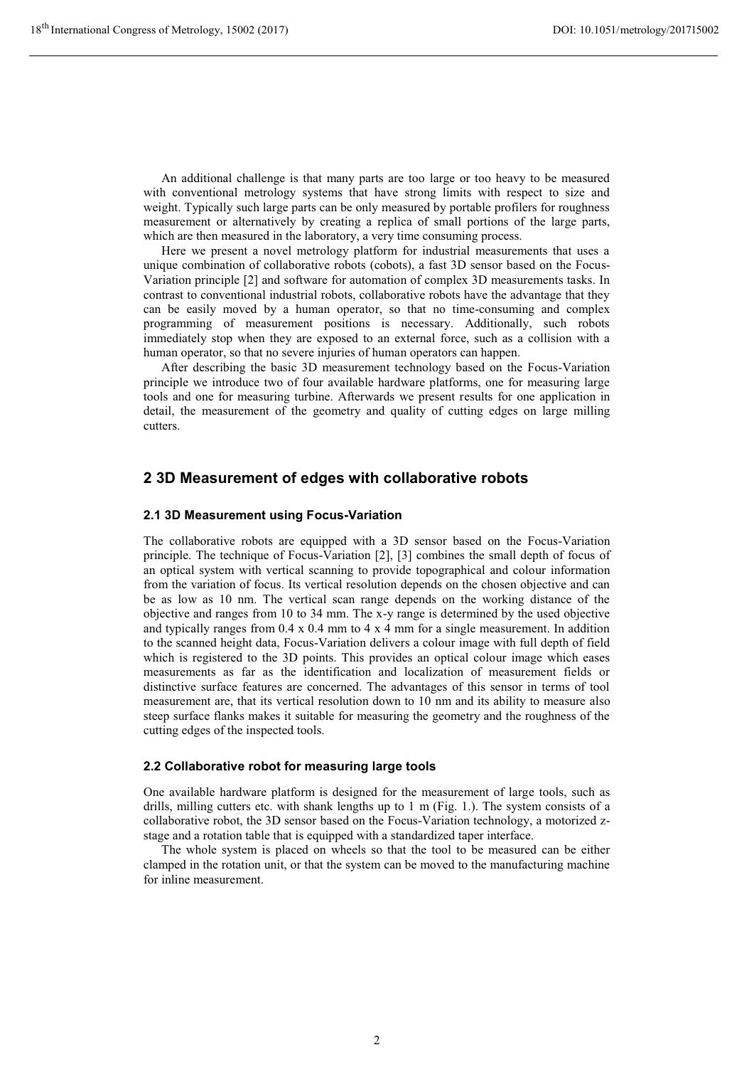An additional challenge is that many parts are too large or too heavy to be measured with conventional metrology systems that have strong limits with respect to size and weight. Typically such large parts can be only measured by portable profilers for roughness measurement or alternatively by creating a replica of small portions of the large parts, which are then measured in the laboratory, a very time consuming process.

Here we present a novel metrology platform for industrial measurements that uses a unique combination of collaborative robots (cobots), a fast 3D sensor based on the Focus-Variation principle [2] and software for automation of complex 3D measurements tasks. In contrast to conventional industrial robots, collaborative robots have the advantage that they can be easily moved by a human operator, so that no time-consuming and complex programming of measurement positions is necessary. Additionally, such robots immediately stop when they are exposed to an external force, such as a collision with a human operator, so that no severe injuries of human operators can happen.

After describing the basic 3D measurement technology based on the Focus-Variation principle we introduce two of four available hardware platforms, one for measuring large tools and one for measuring turbine. Afterwards we present results for one application in detail, the measurement of the geometry and quality of cutting edges on large milling cutters.

## 2 3D Measurement of edges with collaborative robots

### 2.1 3D Measurement using Focus-Variation

The collaborative robots are equipped with a 3D sensor based on the Focus-Variation principle. The technique of Focus-Variation [2], [3] combines the small depth of focus of an optical system with vertical scanning to provide topographical and colour information from the variation of focus. Its vertical resolution depends on the chosen objective and can be as low as 10 nm. The vertical scan range depends on the working distance of the objective and ranges from 10 to 34 mm. The x-y range is determined by the used objective and typically ranges from 0.4 x 0.4 mm to 4 x 4 mm for a single measurement. In addition to the scanned height data, Focus-Variation delivers a colour image with full depth of field which is registered to the 3D points. This provides an optical colour image which eases measurements as far as the identification and localization of measurement fields or distinctive surface features are concerned. The advantages of this sensor in terms of tool measurement are, that its vertical resolution down to 10 nm and its ability to measure also steep surface flanks makes it suitable for measuring the geometry and the roughness of the cutting edges of the inspected tools.

### 2.2 Collaborative robot for measuring large tools

One available hardware platform is designed for the measurement of large tools, such as drills, milling cutters etc. with shank lengths up to 1 m (Fig. 1.). The system consists of a collaborative robot, the 3D sensor based on the Focus-Variation technology, a motorized z-stage and a rotation table that is equipped with a standardized taper interface.

The whole system is placed on wheels so that the tool to be measured can be either clamped in the rotation unit, or that the system can be moved to the manufacturing machine for inline measurement.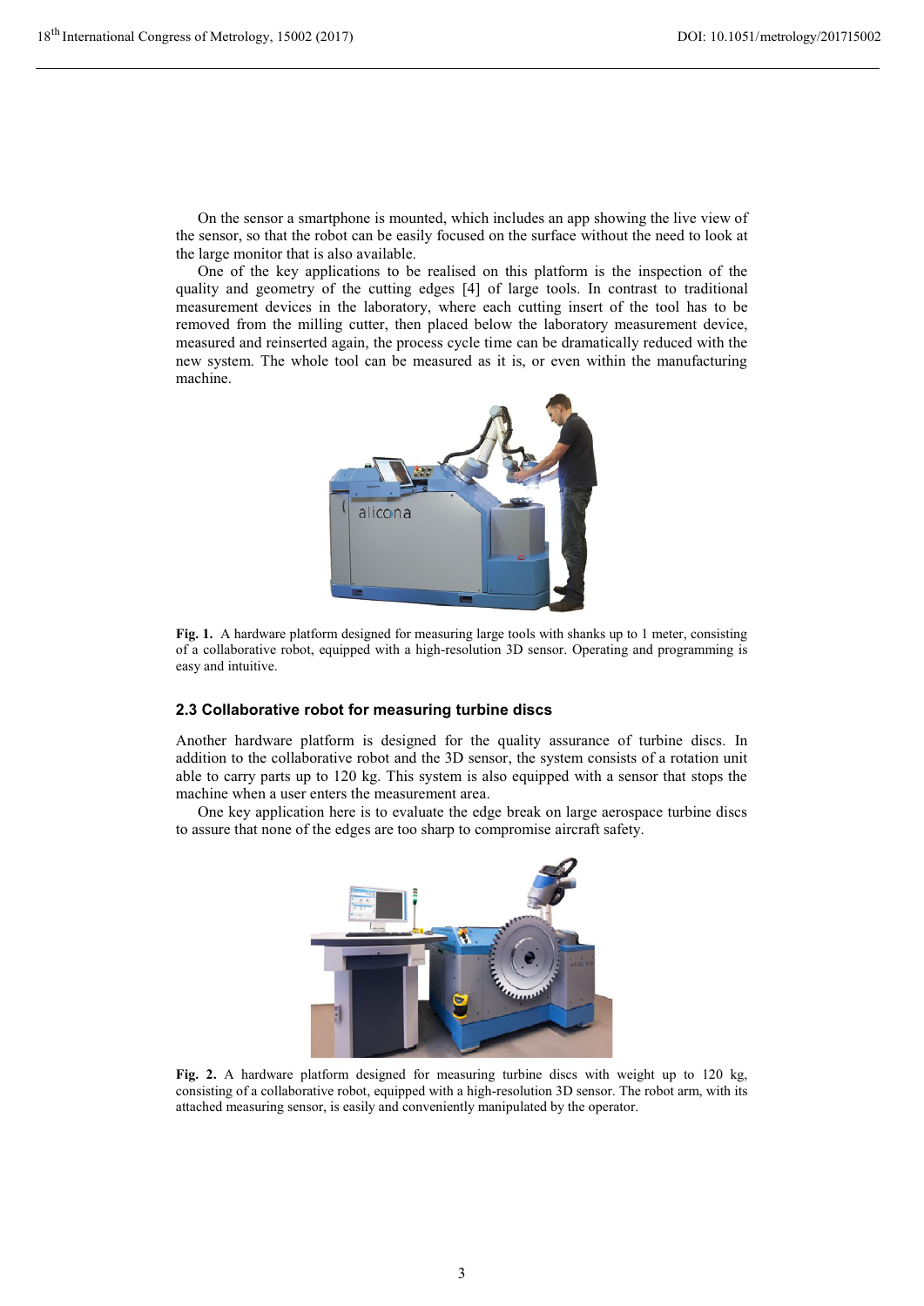On the sensor a smartphone is mounted, which includes an app showing the live view of the sensor, so that the robot can be easily focused on the surface without the need to look at the large monitor that is also available.

One of the key applications to be realised on this platform is the inspection of the quality and geometry of the cutting edges [4] of large tools. In contrast to traditional measurement devices in the laboratory, where each cutting insert of the tool has to be removed from the milling cutter, then placed below the laboratory measurement device, measured and reinserted again, the process cycle time can be dramatically reduced with the new system. The whole tool can be measured as it is, or even within the manufacturing machine.

**Fig. 1.** A hardware platform designed for measuring large tools with shanks up to 1 meter, consisting of a collaborative robot, equipped with a high-resolution 3D sensor. Operating and programming is easy and intuitive.

### 2.3 Collaborative robot for measuring turbine discs

Another hardware platform is designed for the quality assurance of turbine discs. In addition to the collaborative robot and the 3D sensor, the system consists of a rotation unit able to carry parts up to 120 kg. This system is also equipped with a sensor that stops the machine when a user enters the measurement area.

One key application here is to evaluate the edge break on large aerospace turbine discs to assure that none of the edges are too sharp to compromise aircraft safety.

**Fig. 2.** A hardware platform designed for measuring turbine discs with weight up to 120 kg, consisting of a collaborative robot, equipped with a high-resolution 3D sensor. The robot arm, with its attached measuring sensor, is easily and conveniently manipulated by the operator.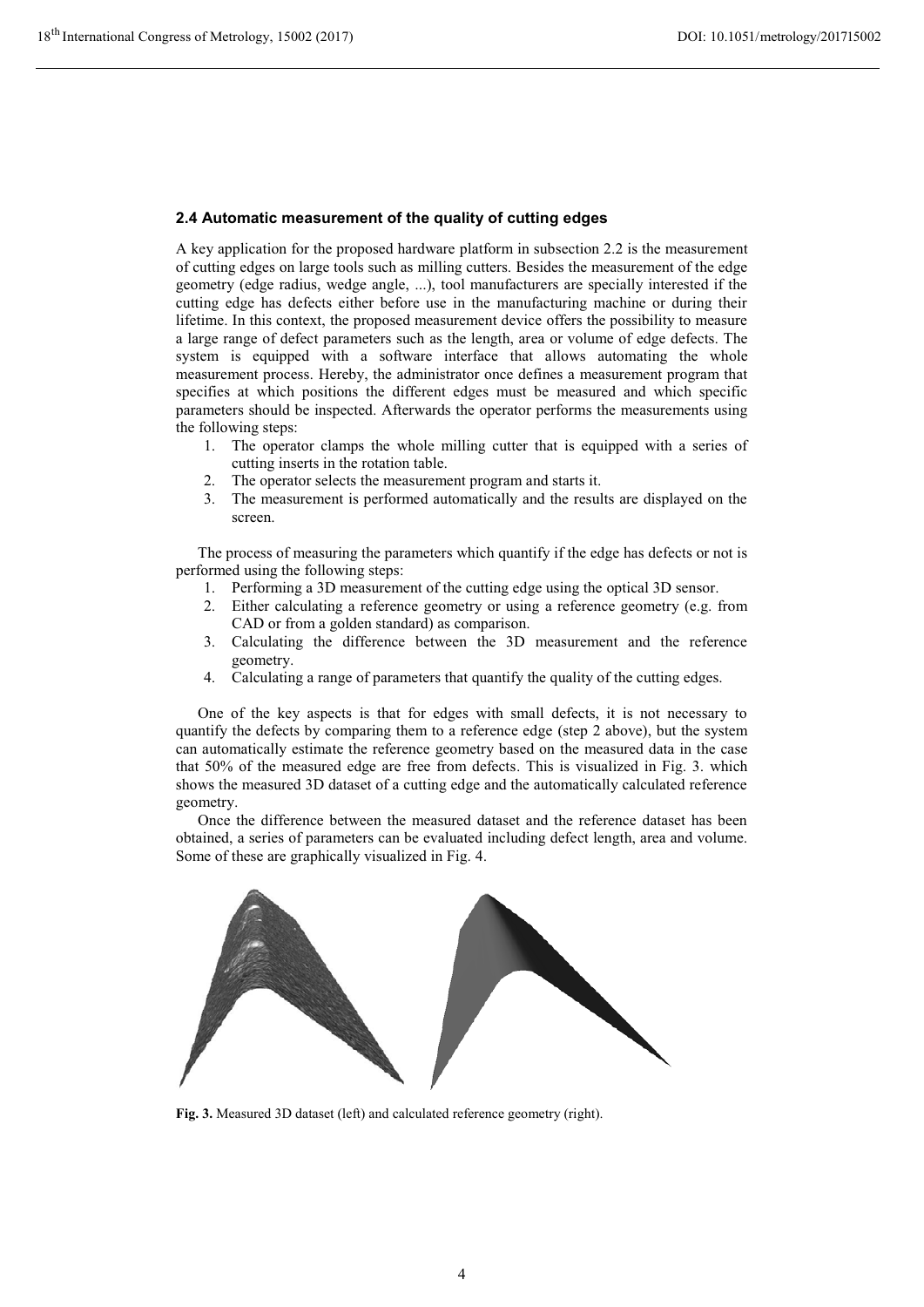### 2.4 Automatic measurement of the quality of cutting edges

A key application for the proposed hardware platform in subsection 2.2 is the measurement of cutting edges on large tools such as milling cutters. Besides the measurement of the edge geometry (edge radius, wedge angle, ...), tool manufacturers are specially interested if the cutting edge has defects either before use in the manufacturing machine or during their lifetime. In this context, the proposed measurement device offers the possibility to measure a large range of defect parameters such as the length, area or volume of edge defects. The system is equipped with a software interface that allows automating the whole measurement process. Hereby, the administrator once defines a measurement program that specifies at which positions the different edges must be measured and which specific parameters should be inspected. Afterwards the operator performs the measurements using the following steps:

1. The operator clamps the whole milling cutter that is equipped with a series of cutting inserts in the rotation table.
2. The operator selects the measurement program and starts it.
3. The measurement is performed automatically and the results are displayed on the screen.

The process of measuring the parameters which quantify if the edge has defects or not is performed using the following steps:

1. Performing a 3D measurement of the cutting edge using the optical 3D sensor.
2. Either calculating a reference geometry or using a reference geometry (e.g. from CAD or from a golden standard) as comparison.
3. Calculating the difference between the 3D measurement and the reference geometry.
4. Calculating a range of parameters that quantify the quality of the cutting edges.

One of the key aspects is that for edges with small defects, it is not necessary to quantify the defects by comparing them to a reference edge (step 2 above), but the system can automatically estimate the reference geometry based on the measured data in the case that 50% of the measured edge are free from defects. This is visualized in Fig. 3. which shows the measured 3D dataset of a cutting edge and the automatically calculated reference geometry.

Once the difference between the measured dataset and the reference dataset has been obtained, a series of parameters can be evaluated including defect length, area and volume. Some of these are graphically visualized in Fig. 4.

**Fig. 3.** Measured 3D dataset (left) and calculated reference geometry (right).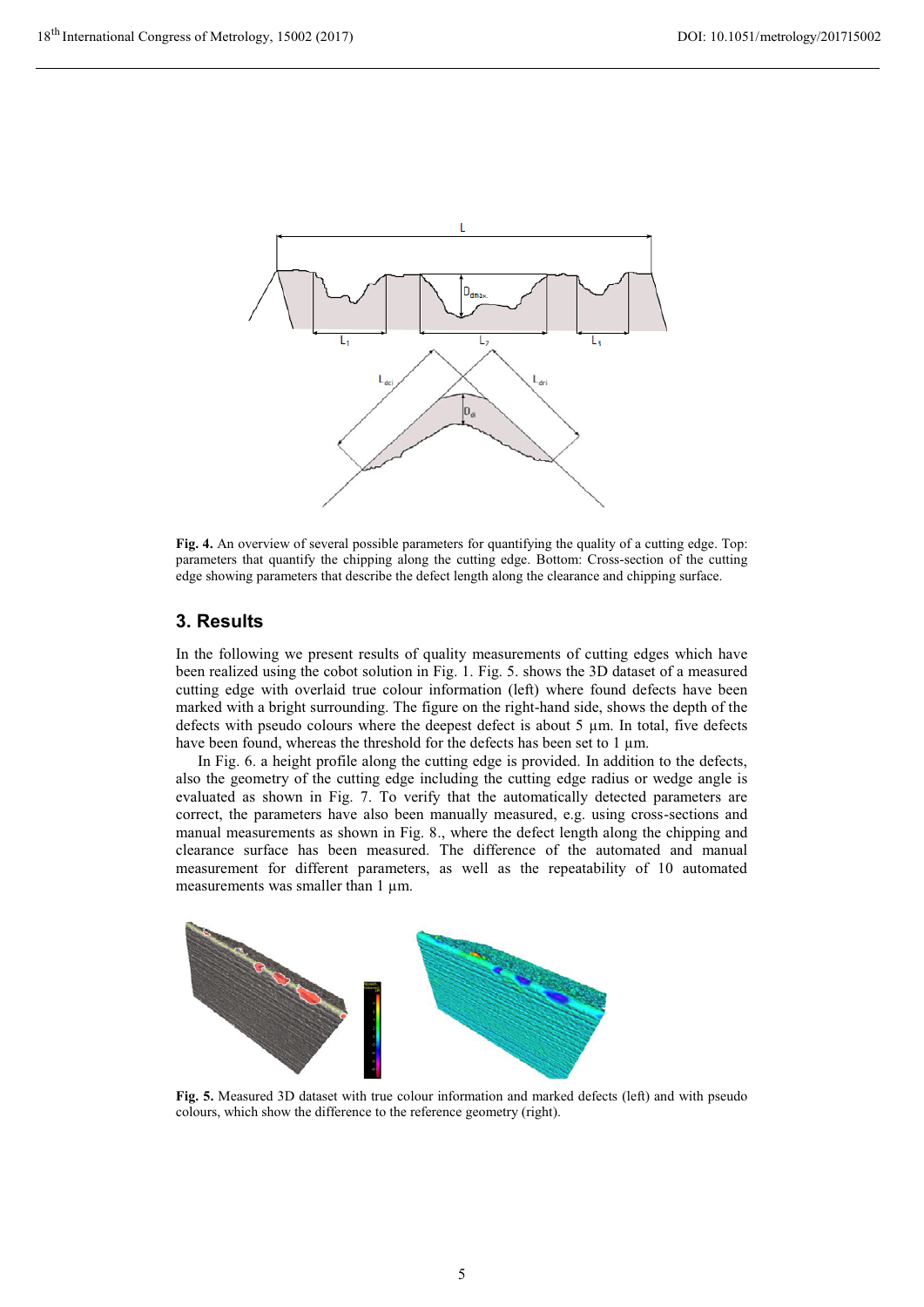**Fig. 4.** An overview of several possible parameters for quantifying the quality of a cutting edge. Top: parameters that quantify the chipping along the cutting edge. Bottom: Cross-section of the cutting edge showing parameters that describe the defect length along the clearance and chipping surface.

## 3. Results

In the following we present results of quality measurements of cutting edges which have been realized using the cobot solution in Fig. 1. Fig. 5. shows the 3D dataset of a measured cutting edge with overlaid true colour information (left) where found defects have been marked with a bright surrounding. The figure on the right-hand side, shows the depth of the defects with pseudo colours where the deepest defect is about 5 µm. In total, five defects have been found, whereas the threshold for the defects has been set to 1 µm.

In Fig. 6. a height profile along the cutting edge is provided. In addition to the defects, also the geometry of the cutting edge including the cutting edge radius or wedge angle is evaluated as shown in Fig. 7. To verify that the automatically detected parameters are correct, the parameters have also been manually measured, e.g. using cross-sections and manual measurements as shown in Fig. 8., where the defect length along the chipping and clearance surface has been measured. The difference of the automated and manual measurement for different parameters, as well as the repeatability of 10 automated measurements was smaller than 1 µm.

**Fig. 5.** Measured 3D dataset with true colour information and marked defects (left) and with pseudo colours, which show the difference to the reference geometry (right).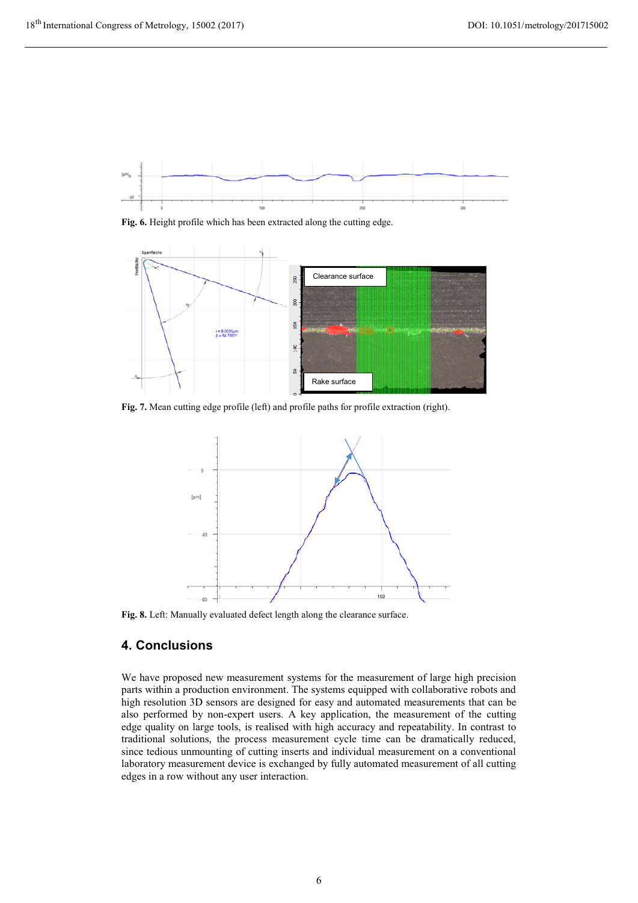**Fig. 6.** Height profile which has been extracted along the cutting edge.

**Fig. 7.** Mean cutting edge profile (left) and profile paths for profile extraction (right).

**Fig. 8.** Left: Manually evaluated defect length along the clearance surface.

## 4. Conclusions

We have proposed new measurement systems for the measurement of large high precision parts within a production environment. The systems equipped with collaborative robots and high resolution 3D sensors are designed for easy and automated measurements that can be also performed by non-expert users. A key application, the measurement of the cutting edge quality on large tools, is realised with high accuracy and repeatability. In contrast to traditional solutions, the process measurement cycle time can be dramatically reduced, since tedious unmounting of cutting inserts and individual measurement on a conventional laboratory measurement device is exchanged by fully automated measurement of all cutting edges in a row without any user interaction.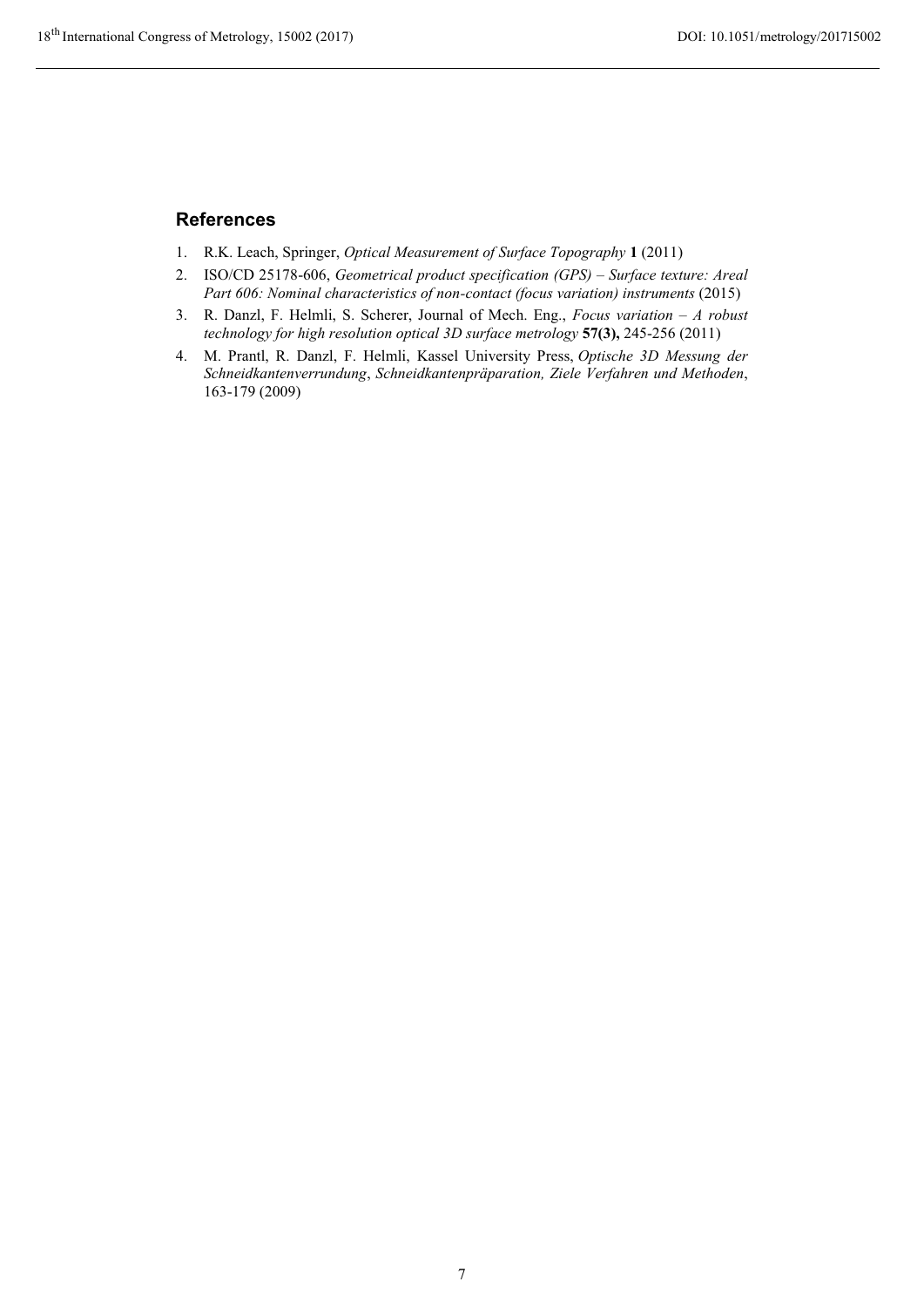## References

1. R.K. Leach, Springer, *Optical Measurement of Surface Topography* **1** (2011)
2. ISO/CD 25178-606, *Geometrical product specification (GPS) – Surface texture: Areal Part 606: Nominal characteristics of non-contact (focus variation) instruments* (2015)
3. R. Danzl, F. Helmli, S. Scherer, Journal of Mech. Eng., *Focus variation – A robust technology for high resolution optical 3D surface metrology* **57(3),** 245-256 (2011)
4. M. Prantl, R. Danzl, F. Helmli, Kassel University Press, *Optische 3D Messung der Schneidkantenverrundung*, *Schneidkantenpräparation, Ziele Verfahren und Methoden*, 163-179 (2009)